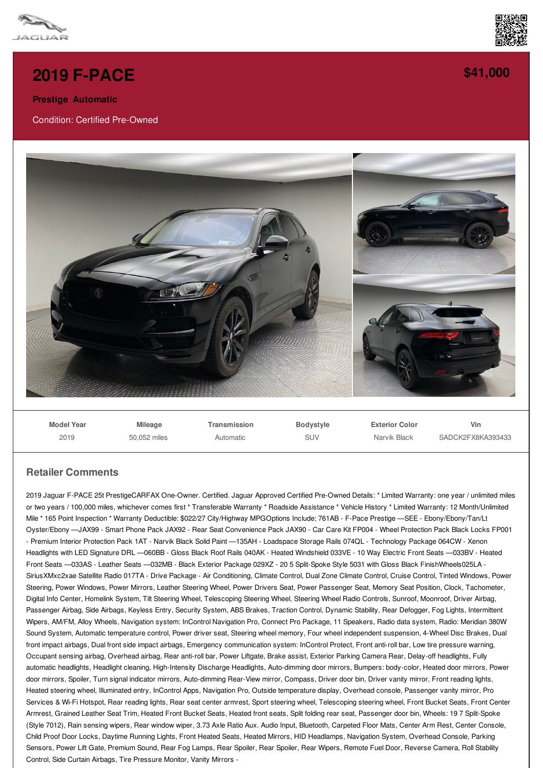# 2019 F-PACE

**$41,000**

**Prestige Automatic**

Condition: Certified Pre-Owned

| Model Year | Mileage | Transmission | Bodystyle | Exterior Color | Vin |
|---|---|---|---|---|---|
| 2019 | 50,052 miles | Automatic | SUV | Narvik Black | SADCK2FX8KA393433 |

## Retailer Comments

2019 Jaguar F-PACE 25t PrestigeCARFAX One-Owner. Certified. Jaguar Approved Certified Pre-Owned Details: * Limited Warranty: one year / unlimited miles or two years / 100,000 miles, whichever comes first * Transferable Warranty * Roadside Assistance * Vehicle History * Limited Warranty: 12 Month/Unlimited Mile * 165 Point Inspection * Warranty Deductible: $022/27 City/Highway MPGOptions Include; 761AB - F-Pace Prestige —SEE - Ebony/Ebony/Tan/Lt Oyster/Ebony —JAX99 - Smart Phone Pack JAX92 - Rear Seat Convenience Pack JAX90 - Car Care Kit FP004 - Wheel Protection Pack Black Locks FP001 - Premium Interior Protection Pack 1AT - Narvik Black Solid Paint —135AH - Loadspace Storage Rails 074QL - Technology Package 064CW - Xenon Headlights with LED Signature DRL —060BB - Gloss Black Roof Rails 040AK - Heated Windshield 033VE - 10 Way Electric Front Seats —033BV - Heated Front Seats —033AS - Leather Seats —032MB - Black Exterior Package 029XZ - 20 5 Split-Spoke Style 5031 with Gloss Black FinishWheels025LA - SiriusXMxc2xae Satellite Radio 017TA - Drive Package - Air Conditioning, Climate Control, Dual Zone Climate Control, Cruise Control, Tinted Windows, Power Steering, Power Windows, Power Mirrors, Leather Steering Wheel, Power Drivers Seat, Power Passenger Seat, Memory Seat Position, Clock, Tachometer, Digital Info Center, Homelink System, Tilt Steering Wheel, Telescoping Steering Wheel, Steering Wheel Radio Controls, Sunroof, Moonroof, Driver Airbag, Passenger Airbag, Side Airbags, Keyless Entry, Security System, ABS Brakes, Traction Control, Dynamic Stability, Rear Defogger, Fog Lights, Intermittent Wipers, AM/FM, Alloy Wheels, Navigation system: InControl Navigation Pro, Connect Pro Package, 11 Speakers, Radio data system, Radio: Meridian 380W Sound System, Automatic temperature control, Power driver seat, Steering wheel memory, Four wheel independent suspension, 4-Wheel Disc Brakes, Dual front impact airbags, Dual front side impact airbags, Emergency communication system: InControl Protect, Front anti-roll bar, Low tire pressure warning, Occupant sensing airbag, Overhead airbag, Rear anti-roll bar, Power Liftgate, Brake assist, Exterior Parking Camera Rear, Delay-off headlights, Fully automatic headlights, Headlight cleaning, High-Intensity Discharge Headlights, Auto-dimming door mirrors, Bumpers: body-color, Heated door mirrors, Power door mirrors, Spoiler, Turn signal indicator mirrors, Auto-dimming Rear-View mirror, Compass, Driver door bin, Driver vanity mirror, Front reading lights, Heated steering wheel, Illuminated entry, InControl Apps, Navigation Pro, Outside temperature display, Overhead console, Passenger vanity mirror, Pro Services & Wi-Fi Hotspot, Rear reading lights, Rear seat center armrest, Sport steering wheel, Telescoping steering wheel, Front Bucket Seats, Front Center Armrest, Grained Leather Seat Trim, Heated Front Bucket Seats, Heated front seats, Split folding rear seat, Passenger door bin, Wheels: 19 7 Split-Spoke (Style 7012), Rain sensing wipers, Rear window wiper, 3.73 Axle Ratio Aux. Audio Input, Bluetooth, Carpeted Floor Mats, Center Arm Rest, Center Console, Child Proof Door Locks, Daytime Running Lights, Front Heated Seats, Heated Mirrors, HID Headlamps, Navigation System, Overhead Console, Parking Sensors, Power Lift Gate, Premium Sound, Rear Fog Lamps, Rear Spoiler, Rear Spoiler, Rear Wipers, Remote Fuel Door, Reverse Camera, Roll Stability Control, Side Curtain Airbags, Tire Pressure Monitor, Vanity Mirrors -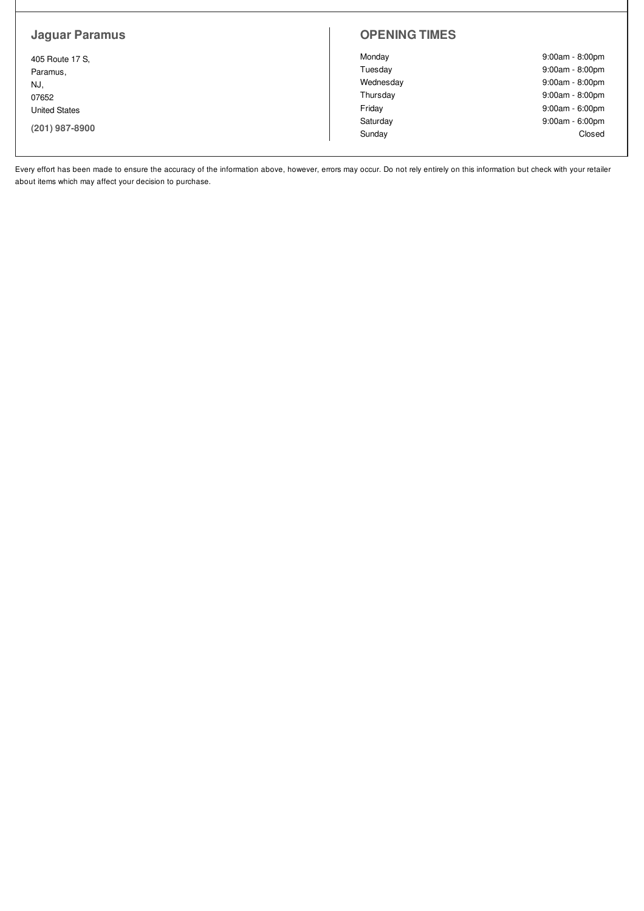## Jaguar Paramus

405 Route 17 S,
Paramus,
NJ,
07652
United States

**(201) 987-8900**

## OPENING TIMES

| | |
|---|---|
| Monday | 9:00am - 8:00pm |
| Tuesday | 9:00am - 8:00pm |
| Wednesday | 9:00am - 8:00pm |
| Thursday | 9:00am - 8:00pm |
| Friday | 9:00am - 6:00pm |
| Saturday | 9:00am - 6:00pm |
| Sunday | Closed |

Every effort has been made to ensure the accuracy of the information above, however, errors may occur. Do not rely entirely on this information but check with your retailer about items which may affect your decision to purchase.